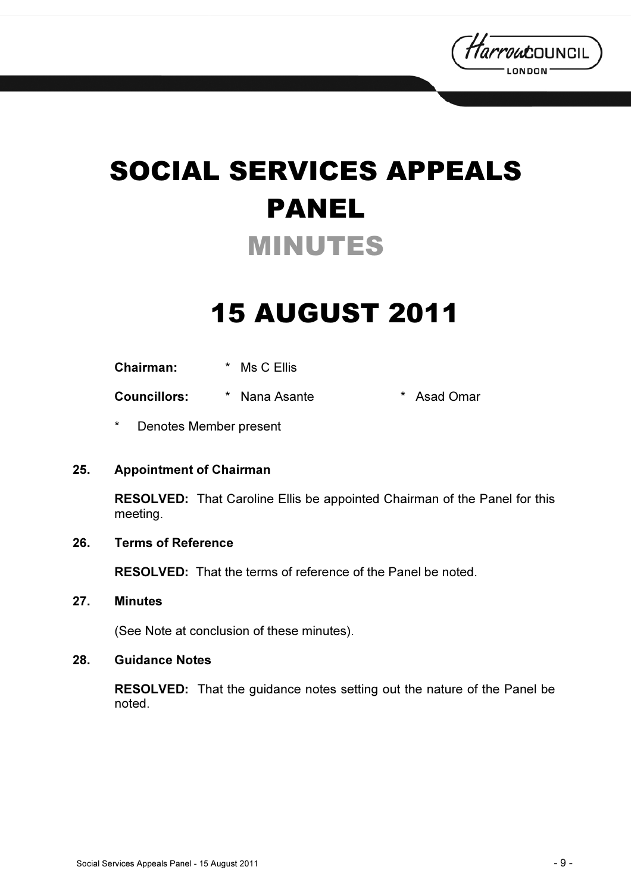# SOCIAL SERVICES APPEALS PANEL

## MINUTES

# 15 AUGUST 2011

**Chairman:** * Ms C Ellis

**Councillors:** * Nana Asante * Asad Omar

\* Denotes Member present

**25. Appointment of Chairman**

**RESOLVED:** That Caroline Ellis be appointed Chairman of the Panel for this meeting.

**26. Terms of Reference**

**RESOLVED:** That the terms of reference of the Panel be noted.

**27. Minutes**

(See Note at conclusion of these minutes).

**28. Guidance Notes**

**RESOLVED:** That the guidance notes setting out the nature of the Panel be noted.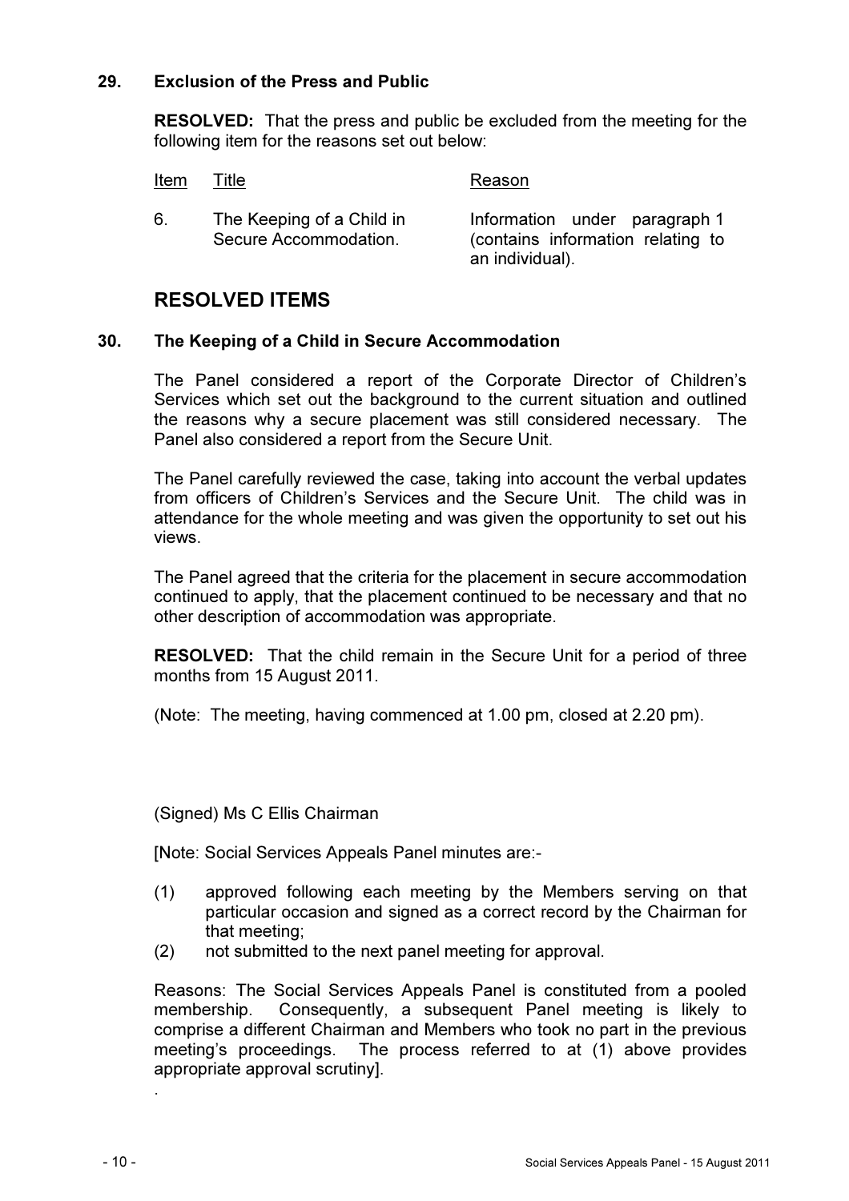## 29. Exclusion of the Press and Public

**RESOLVED:** That the press and public be excluded from the meeting for the following item for the reasons set out below:

| Item | Title | Reason |
|---|---|---|
| 6. | The Keeping of a Child in Secure Accommodation. | Information under paragraph 1 (contains information relating to an individual). |

## RESOLVED ITEMS

## 30. The Keeping of a Child in Secure Accommodation

The Panel considered a report of the Corporate Director of Children's Services which set out the background to the current situation and outlined the reasons why a secure placement was still considered necessary. The Panel also considered a report from the Secure Unit.

The Panel carefully reviewed the case, taking into account the verbal updates from officers of Children's Services and the Secure Unit. The child was in attendance for the whole meeting and was given the opportunity to set out his views.

The Panel agreed that the criteria for the placement in secure accommodation continued to apply, that the placement continued to be necessary and that no other description of accommodation was appropriate.

**RESOLVED:** That the child remain in the Secure Unit for a period of three months from 15 August 2011.

(Note: The meeting, having commenced at 1.00 pm, closed at 2.20 pm).

(Signed) Ms C Ellis Chairman

[Note: Social Services Appeals Panel minutes are:-

(1) approved following each meeting by the Members serving on that particular occasion and signed as a correct record by the Chairman for that meeting;

(2) not submitted to the next panel meeting for approval.

Reasons: The Social Services Appeals Panel is constituted from a pooled membership. Consequently, a subsequent Panel meeting is likely to comprise a different Chairman and Members who took no part in the previous meeting's proceedings. The process referred to at (1) above provides appropriate approval scrutiny].

.